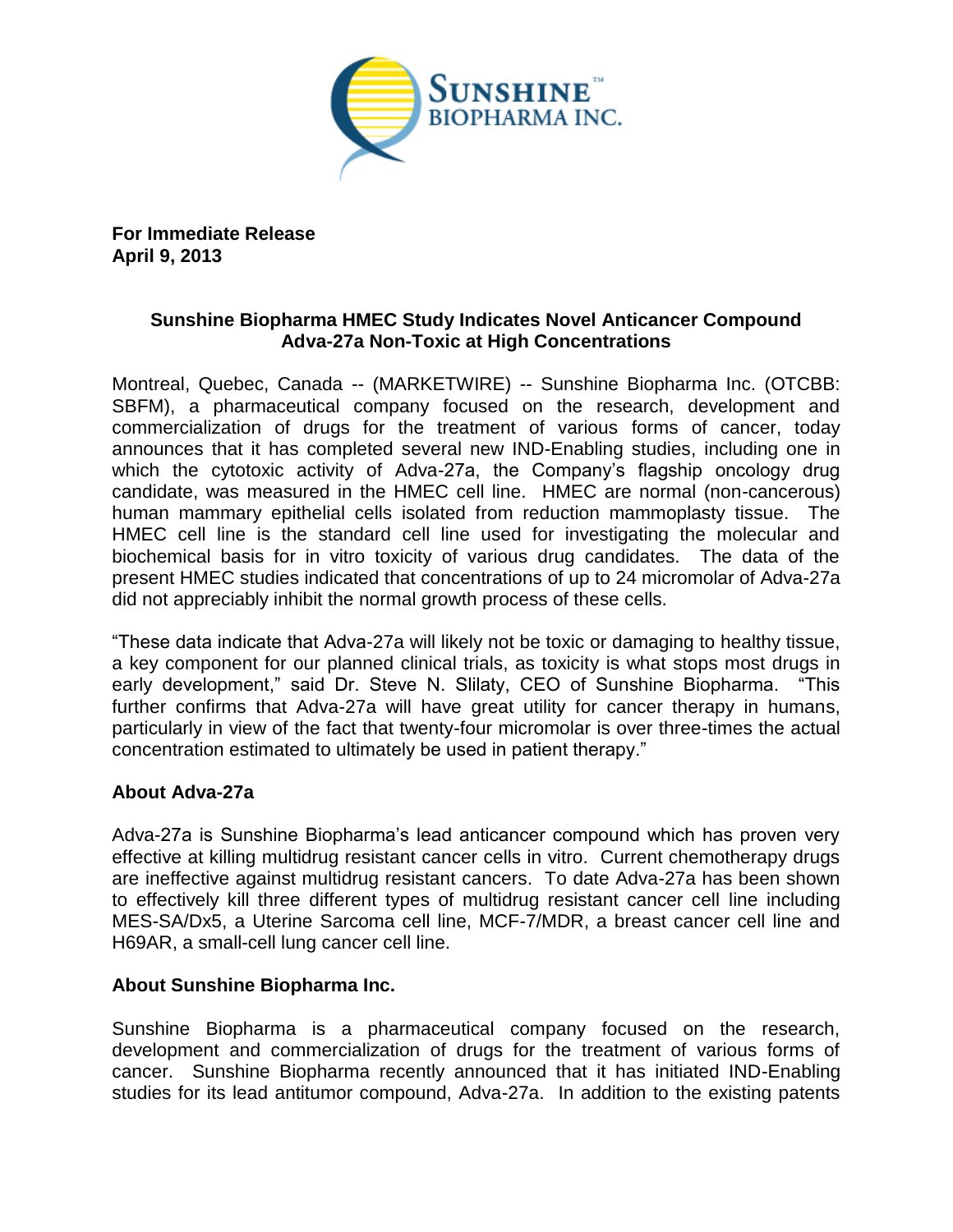**For Immediate Release**
**April 9, 2013**

## Sunshine Biopharma HMEC Study Indicates Novel Anticancer Compound Adva-27a Non-Toxic at High Concentrations

Montreal, Quebec, Canada -- (MARKETWIRE) -- Sunshine Biopharma Inc. (OTCBB: SBFM), a pharmaceutical company focused on the research, development and commercialization of drugs for the treatment of various forms of cancer, today announces that it has completed several new IND-Enabling studies, including one in which the cytotoxic activity of Adva-27a, the Company's flagship oncology drug candidate, was measured in the HMEC cell line. HMEC are normal (non-cancerous) human mammary epithelial cells isolated from reduction mammoplasty tissue. The HMEC cell line is the standard cell line used for investigating the molecular and biochemical basis for in vitro toxicity of various drug candidates. The data of the present HMEC studies indicated that concentrations of up to 24 micromolar of Adva-27a did not appreciably inhibit the normal growth process of these cells.

"These data indicate that Adva-27a will likely not be toxic or damaging to healthy tissue, a key component for our planned clinical trials, as toxicity is what stops most drugs in early development," said Dr. Steve N. Slilaty, CEO of Sunshine Biopharma. "This further confirms that Adva-27a will have great utility for cancer therapy in humans, particularly in view of the fact that twenty-four micromolar is over three-times the actual concentration estimated to ultimately be used in patient therapy."

### About Adva-27a

Adva-27a is Sunshine Biopharma's lead anticancer compound which has proven very effective at killing multidrug resistant cancer cells in vitro. Current chemotherapy drugs are ineffective against multidrug resistant cancers. To date Adva-27a has been shown to effectively kill three different types of multidrug resistant cancer cell line including MES-SA/Dx5, a Uterine Sarcoma cell line, MCF-7/MDR, a breast cancer cell line and H69AR, a small-cell lung cancer cell line.

### About Sunshine Biopharma Inc.

Sunshine Biopharma is a pharmaceutical company focused on the research, development and commercialization of drugs for the treatment of various forms of cancer. Sunshine Biopharma recently announced that it has initiated IND-Enabling studies for its lead antitumor compound, Adva-27a. In addition to the existing patents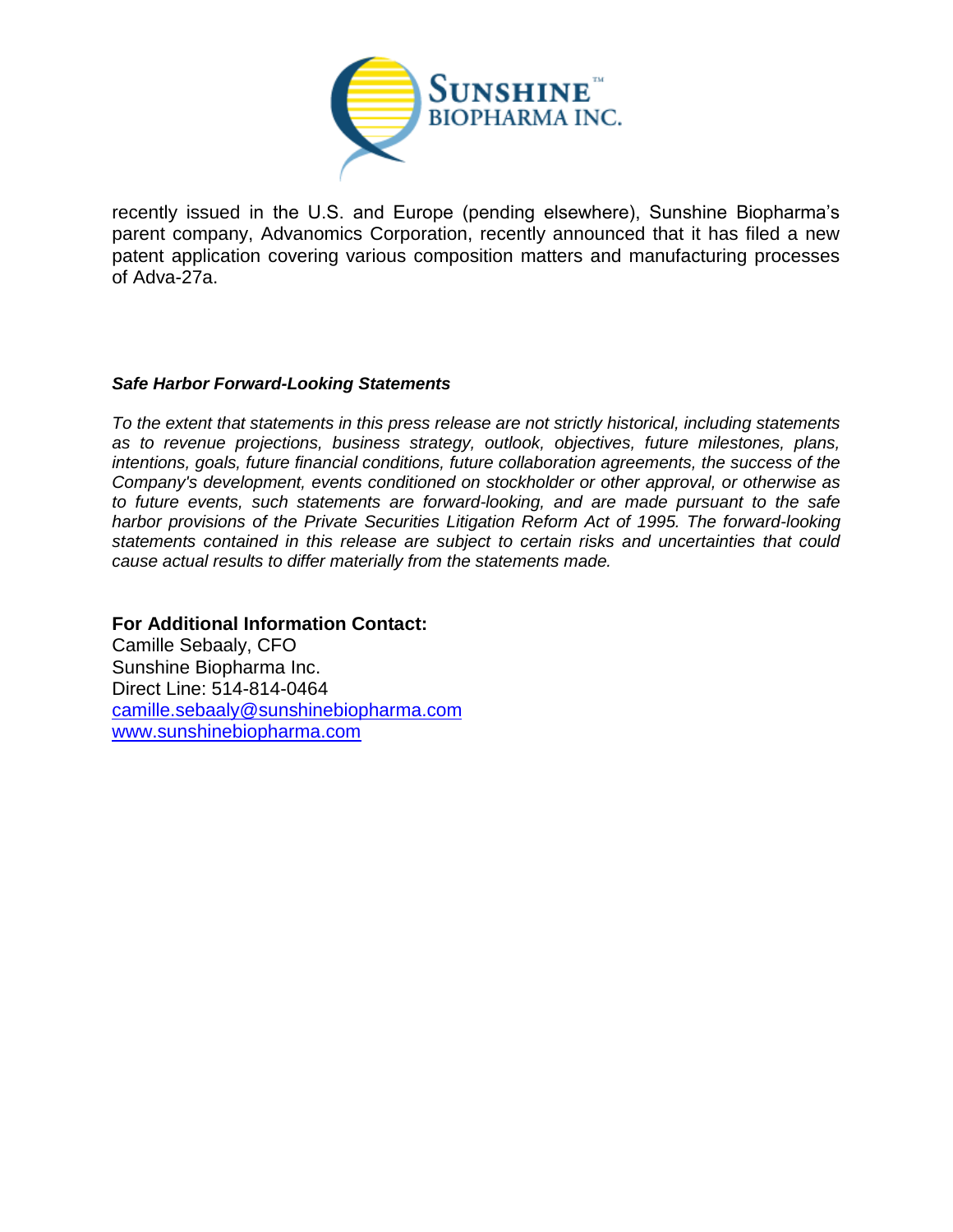recently issued in the U.S. and Europe (pending elsewhere), Sunshine Biopharma's parent company, Advanomics Corporation, recently announced that it has filed a new patent application covering various composition matters and manufacturing processes of Adva-27a.

***Safe Harbor Forward-Looking Statements***

*To the extent that statements in this press release are not strictly historical, including statements as to revenue projections, business strategy, outlook, objectives, future milestones, plans, intentions, goals, future financial conditions, future collaboration agreements, the success of the Company's development, events conditioned on stockholder or other approval, or otherwise as to future events, such statements are forward-looking, and are made pursuant to the safe harbor provisions of the Private Securities Litigation Reform Act of 1995. The forward-looking statements contained in this release are subject to certain risks and uncertainties that could cause actual results to differ materially from the statements made.*

**For Additional Information Contact:**
Camille Sebaaly, CFO
Sunshine Biopharma Inc.
Direct Line: 514-814-0464
camille.sebaaly@sunshinebiopharma.com
www.sunshinebiopharma.com